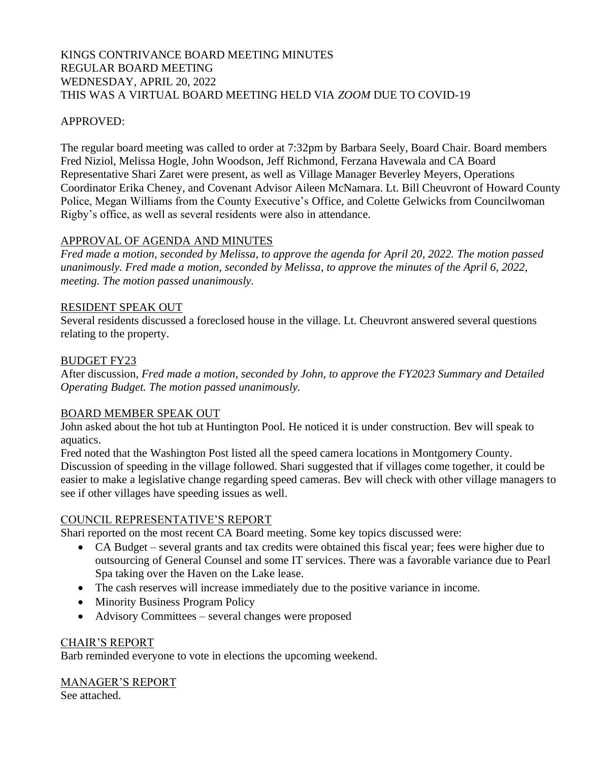KINGS CONTRIVANCE BOARD MEETING MINUTES
REGULAR BOARD MEETING
WEDNESDAY, APRIL 20, 2022
THIS WAS A VIRTUAL BOARD MEETING HELD VIA *ZOOM* DUE TO COVID-19

APPROVED:

The regular board meeting was called to order at 7:32pm by Barbara Seely, Board Chair. Board members Fred Niziol, Melissa Hogle, John Woodson, Jeff Richmond, Ferzana Havewala and CA Board Representative Shari Zaret were present, as well as Village Manager Beverley Meyers, Operations Coordinator Erika Cheney, and Covenant Advisor Aileen McNamara. Lt. Bill Cheuvront of Howard County Police, Megan Williams from the County Executive's Office, and Colette Gelwicks from Councilwoman Rigby's office, as well as several residents were also in attendance.

## APPROVAL OF AGENDA AND MINUTES

*Fred made a motion, seconded by Melissa, to approve the agenda for April 20, 2022. The motion passed unanimously. Fred made a motion, seconded by Melissa, to approve the minutes of the April 6, 2022, meeting. The motion passed unanimously.*

## RESIDENT SPEAK OUT

Several residents discussed a foreclosed house in the village. Lt. Cheuvront answered several questions relating to the property.

## BUDGET FY23

After discussion, *Fred made a motion, seconded by John, to approve the FY2023 Summary and Detailed Operating Budget. The motion passed unanimously.*

## BOARD MEMBER SPEAK OUT

John asked about the hot tub at Huntington Pool. He noticed it is under construction. Bev will speak to aquatics.

Fred noted that the Washington Post listed all the speed camera locations in Montgomery County. Discussion of speeding in the village followed. Shari suggested that if villages come together, it could be easier to make a legislative change regarding speed cameras. Bev will check with other village managers to see if other villages have speeding issues as well.

## COUNCIL REPRESENTATIVE'S REPORT

Shari reported on the most recent CA Board meeting. Some key topics discussed were:

- CA Budget – several grants and tax credits were obtained this fiscal year; fees were higher due to outsourcing of General Counsel and some IT services. There was a favorable variance due to Pearl Spa taking over the Haven on the Lake lease.
- The cash reserves will increase immediately due to the positive variance in income.
- Minority Business Program Policy
- Advisory Committees – several changes were proposed

## CHAIR'S REPORT

Barb reminded everyone to vote in elections the upcoming weekend.

## MANAGER'S REPORT

See attached.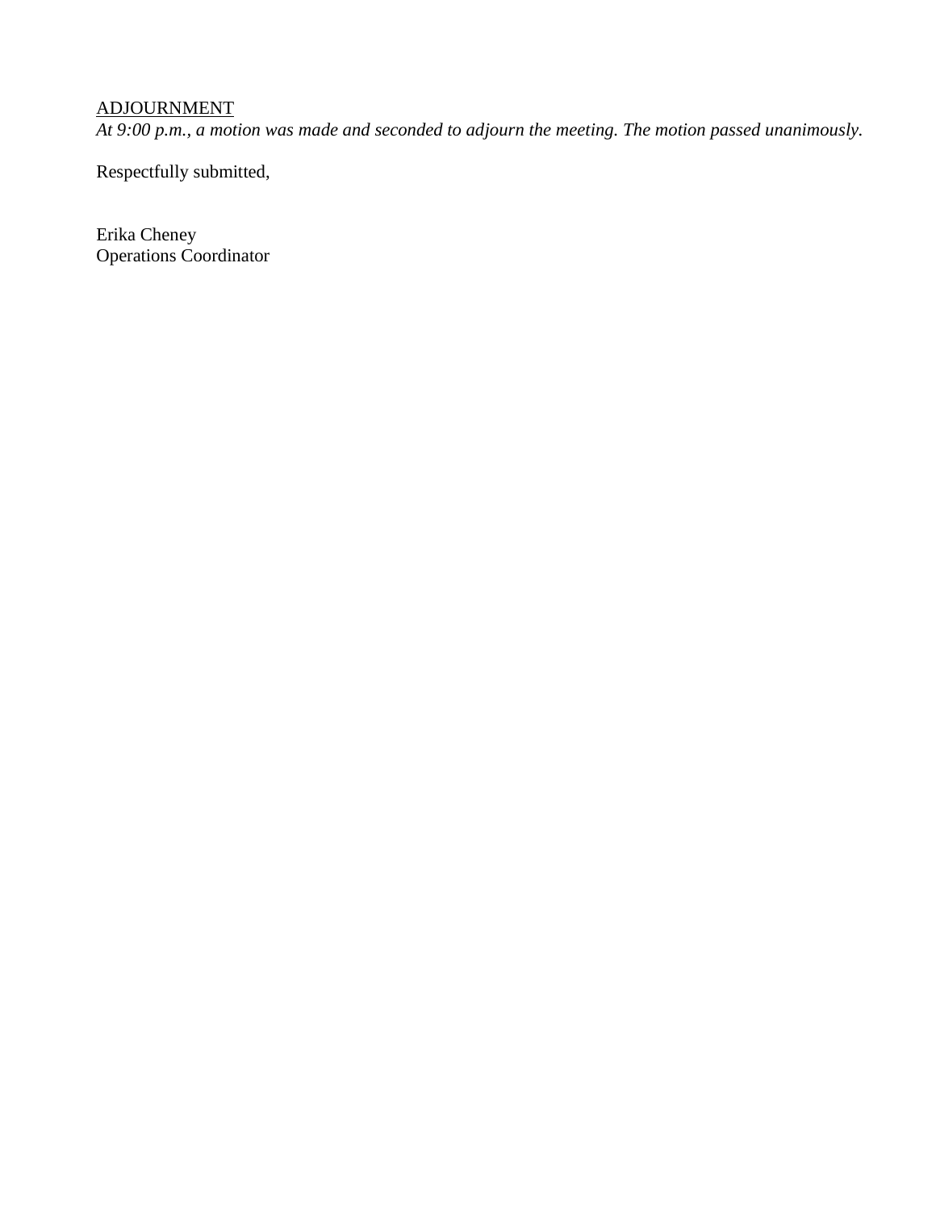ADJOURNMENT

*At 9:00 p.m., a motion was made and seconded to adjourn the meeting. The motion passed unanimously.*

Respectfully submitted,

Erika Cheney
Operations Coordinator